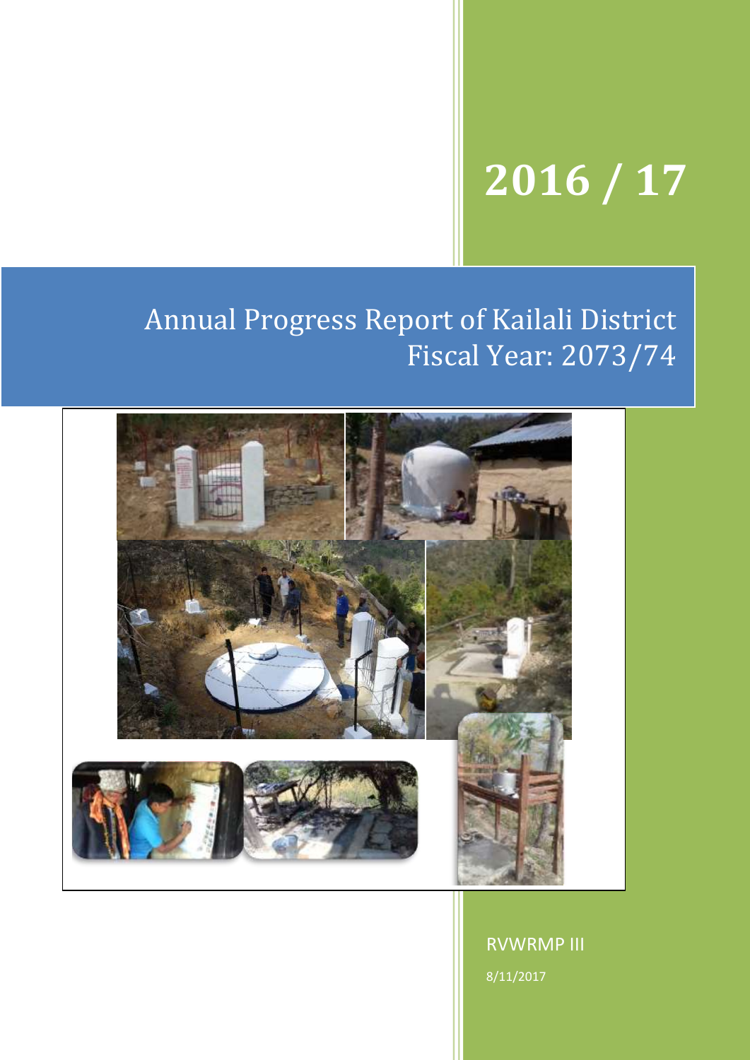# 2016 / 17

# Annual Progress Report of Kailali District
## Fiscal Year: 2073/74

RVWRMP III

8/11/2017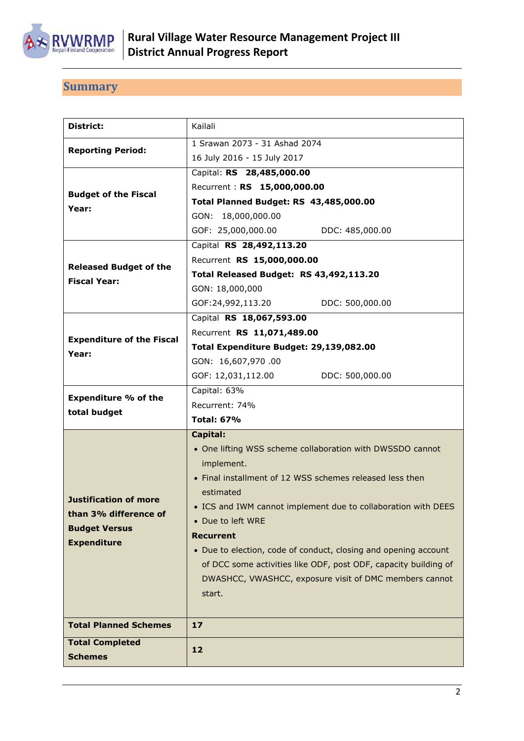## Summary

| District: | Kailali |
|---|---|
| **Reporting Period:** | 1 Srawan 2073 - 31 Ashad 2074<br>16 July 2016 - 15 July 2017 |
| **Budget of the Fiscal Year:** | Capital: **RS 28,485,000.00**<br>Recurrent : **RS 15,000,000.00**<br>**Total Planned Budget: RS 43,485,000.00**<br>GON: 18,000,000.00<br>GOF: 25,000,000.00 DDC: 485,000.00 |
| **Released Budget of the Fiscal Year:** | Capital **RS 28,492,113.20**<br>Recurrent **RS 15,000,000.00**<br>**Total Released Budget: RS 43,492,113.20**<br>GON: 18,000,000<br>GOF:24,992,113.20 DDC: 500,000.00 |
| **Expenditure of the Fiscal Year:** | Capital **RS 18,067,593.00**<br>Recurrent **RS 11,071,489.00**<br>**Total Expenditure Budget: 29,139,082.00**<br>GON: 16,607,970 .00<br>GOF: 12,031,112.00 DDC: 500,000.00 |
| **Expenditure % of the total budget** | Capital: 63%<br>Recurrent: 74%<br>**Total: 67%** |
| **Justification of more than 3% difference of Budget Versus Expenditure** | **Capital:**<br>• One lifting WSS scheme collaboration with DWSSDO cannot implement.<br>• Final installment of 12 WSS schemes released less then estimated<br>• ICS and IWM cannot implement due to collaboration with DEES<br>• Due to left WRE<br>**Recurrent**<br>• Due to election, code of conduct, closing and opening account of DCC some activities like ODF, post ODF, capacity building of DWASHCC, VWASHCC, exposure visit of DMC members cannot start. |
| **Total Planned Schemes** | **17** |
| **Total Completed Schemes** | **12** |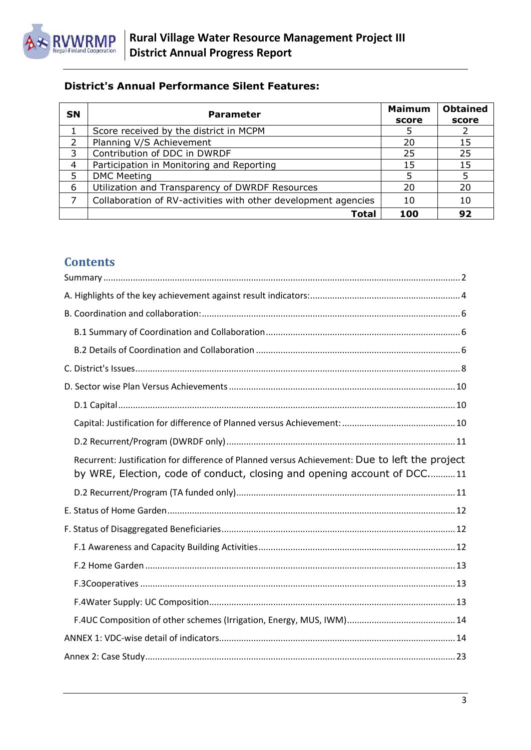### District's Annual Performance Silent Features:

| SN | Parameter | Maimum score | Obtained score |
|---|---|---|---|
| 1 | Score received by the district in MCPM | 5 | 2 |
| 2 | Planning V/S Achievement | 20 | 15 |
| 3 | Contribution of DDC in DWRDF | 25 | 25 |
| 4 | Participation in Monitoring and Reporting | 15 | 15 |
| 5 | DMC Meeting | 5 | 5 |
| 6 | Utilization and Transparency of DWRDF Resources | 20 | 20 |
| 7 | Collaboration of RV-activities with other development agencies | 10 | 10 |
|  | **Total** | **100** | **92** |

## Contents

- Summary ..... 2
- A. Highlights of the key achievement against result indicators: ..... 4
- B. Coordination and collaboration: ..... 6
  - B.1 Summary of Coordination and Collaboration ..... 6
  - B.2 Details of Coordination and Collaboration ..... 6
- C. District's Issues ..... 8
- D. Sector wise Plan Versus Achievements ..... 10
  - D.1 Capital ..... 10
  - Capital: Justification for difference of Planned versus Achievement: ..... 10
  - D.2 Recurrent/Program (DWRDF only) ..... 11
  - Recurrent: Justification for difference of Planned versus Achievement: Due to left the project by WRE, Election, code of conduct, closing and opening account of DCC. ..... 11
  - D.2 Recurrent/Program (TA funded only) ..... 11
- E. Status of Home Garden ..... 12
- F. Status of Disaggregated Beneficiaries ..... 12
  - F.1 Awareness and Capacity Building Activities ..... 12
  - F.2 Home Garden ..... 13
  - F.3Cooperatives ..... 13
  - F.4Water Supply: UC Composition ..... 13
  - F.4UC Composition of other schemes (Irrigation, Energy, MUS, IWM) ..... 14
- ANNEX 1: VDC-wise detail of indicators ..... 14
- Annex 2: Case Study ..... 23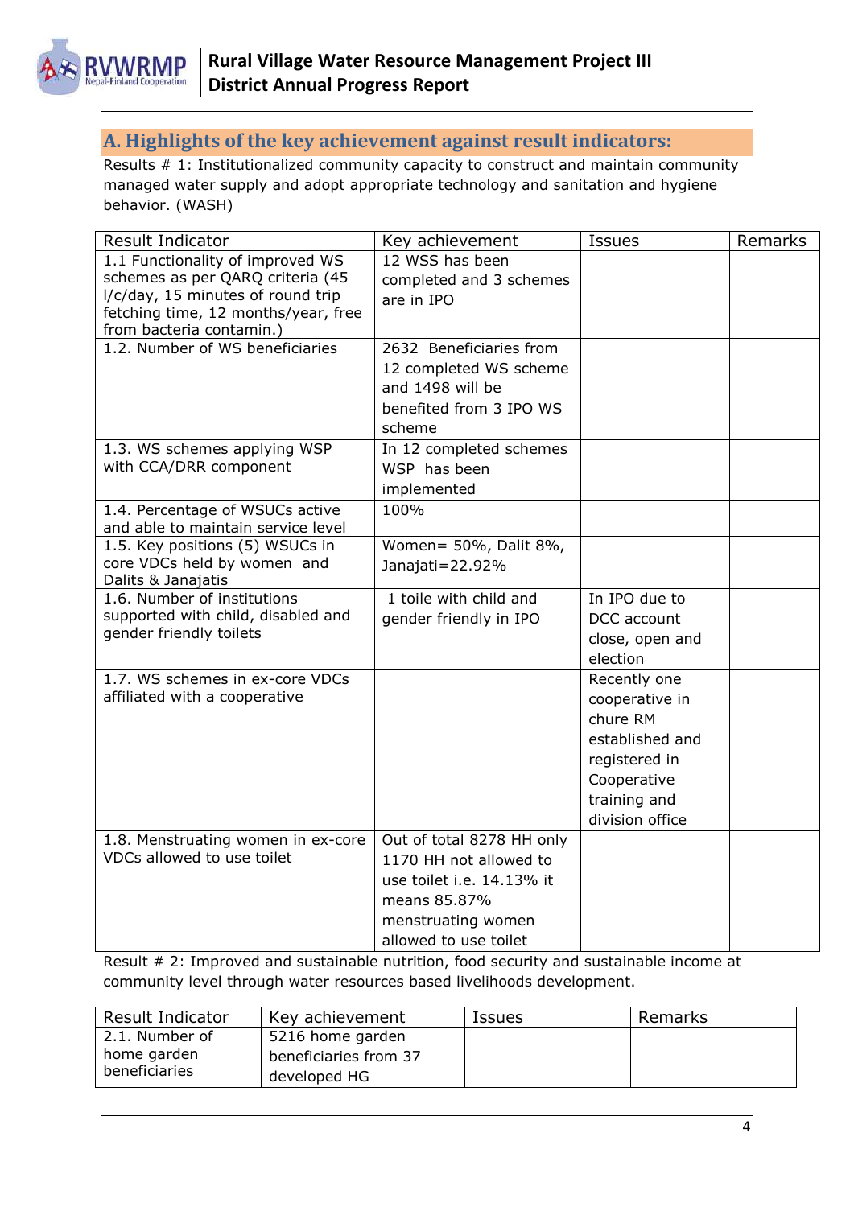## A. Highlights of the key achievement against result indicators:

Results # 1: Institutionalized community capacity to construct and maintain community managed water supply and adopt appropriate technology and sanitation and hygiene behavior. (WASH)

| Result Indicator | Key achievement | Issues | Remarks |
|---|---|---|---|
| 1.1 Functionality of improved WS schemes as per QARQ criteria (45 l/c/day, 15 minutes of round trip fetching time, 12 months/year, free from bacteria contamin.) | 12 WSS has been completed and 3 schemes are in IPO | | |
| 1.2. Number of WS beneficiaries | 2632 Beneficiaries from 12 completed WS scheme and 1498 will be benefited from 3 IPO WS scheme | | |
| 1.3. WS schemes applying WSP with CCA/DRR component | In 12 completed schemes WSP has been implemented | | |
| 1.4. Percentage of WSUCs active and able to maintain service level | 100% | | |
| 1.5. Key positions (5) WSUCs in core VDCs held by women and Dalits & Janajatis | Women= 50%, Dalit 8%, Janajati=22.92% | | |
| 1.6. Number of institutions supported with child, disabled and gender friendly toilets | 1 toile with child and gender friendly in IPO | In IPO due to DCC account close, open and election | |
| 1.7. WS schemes in ex-core VDCs affiliated with a cooperative | | Recently one cooperative in chure RM established and registered in Cooperative training and division office | |
| 1.8. Menstruating women in ex-core VDCs allowed to use toilet | Out of total 8278 HH only 1170 HH not allowed to use toilet i.e. 14.13% it means 85.87% menstruating women allowed to use toilet | | |

Result # 2: Improved and sustainable nutrition, food security and sustainable income at community level through water resources based livelihoods development.

| Result Indicator | Key achievement | Issues | Remarks |
|---|---|---|---|
| 2.1. Number of home garden beneficiaries | 5216 home garden beneficiaries from 37 developed HG | | |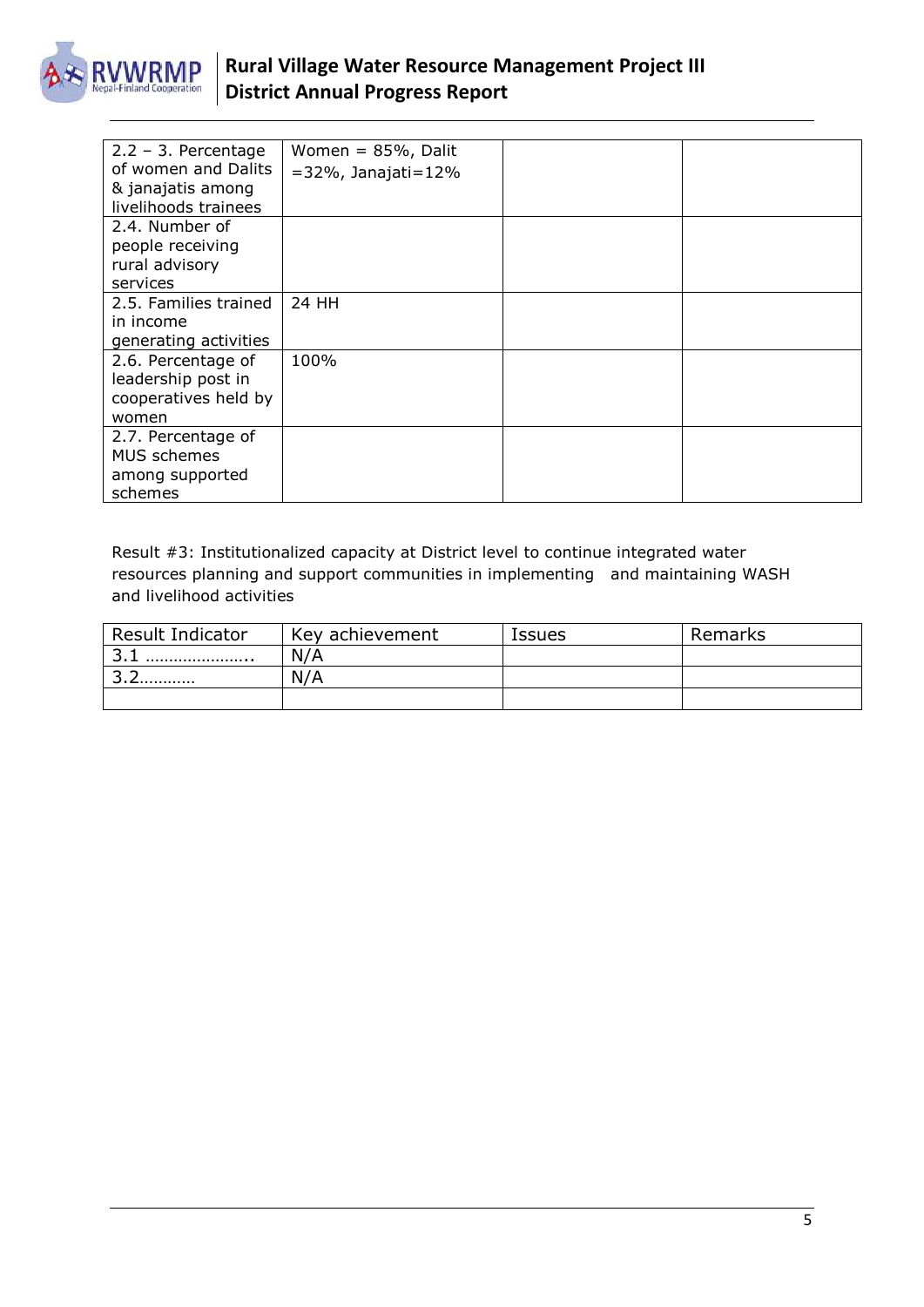| | | | |
|---|---|---|---|
| 2.2 – 3. Percentage of women and Dalits & janajatis among livelihoods trainees | Women = 85%, Dalit =32%, Janajati=12% | | |
| 2.4. Number of people receiving rural advisory services | | | |
| 2.5. Families trained in income generating activities | 24 HH | | |
| 2.6. Percentage of leadership post in cooperatives held by women | 100% | | |
| 2.7. Percentage of MUS schemes among supported schemes | | | |

Result #3: Institutionalized capacity at District level to continue integrated water resources planning and support communities in implementing and maintaining WASH and livelihood activities

| Result Indicator | Key achievement | Issues | Remarks |
|---|---|---|---|
| 3.1 ………………….. | N/A | | |
| 3.2………… | N/A | | |
| | | | |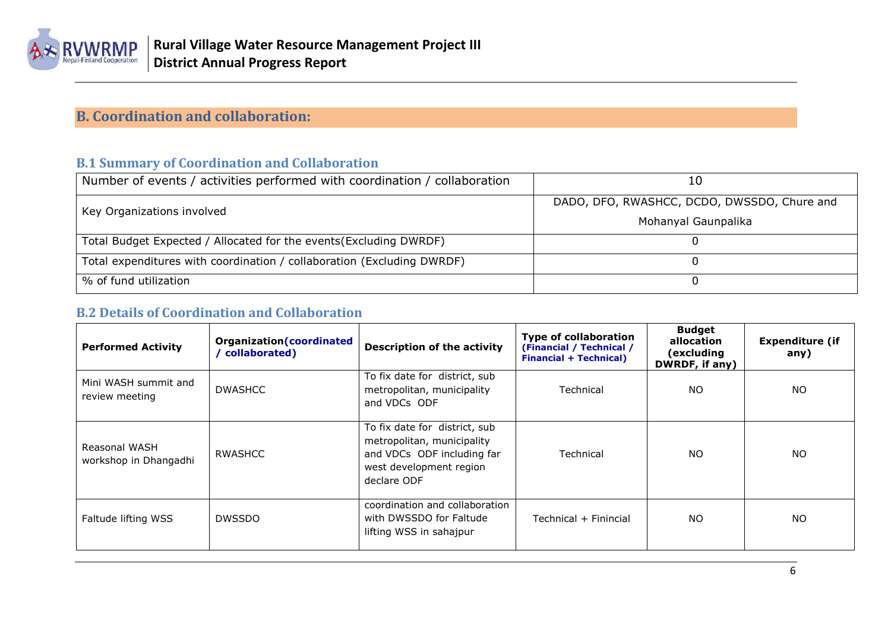## B. Coordination and collaboration:

### B.1 Summary of Coordination and Collaboration

| | |
|---|---|
| Number of events / activities performed with coordination / collaboration | 10 |
| Key Organizations involved | DADO, DFO, RWASHCC, DCDO, DWSSDO, Chure and Mohanyal Gaunpalika |
| Total Budget Expected / Allocated for the events(Excluding DWRDF) | 0 |
| Total expenditures with coordination / collaboration (Excluding DWRDF) | 0 |
| % of fund utilization | 0 |

### B.2 Details of Coordination and Collaboration

| Performed Activity | Organization(coordinated / collaborated) | Description of the activity | Type of collaboration (Financial / Technical / Financial + Technical) | Budget allocation (excluding DWRDF, if any) | Expenditure (if any) |
|---|---|---|---|---|---|
| Mini WASH summit and review meeting | DWASHCC | To fix date for district, sub metropolitan, municipality and VDCs ODF | Technical | NO | NO |
| Reasonal WASH workshop in Dhangadhi | RWASHCC | To fix date for district, sub metropolitan, municipality and VDCs ODF including far west development region declare ODF | Technical | NO | NO |
| Faltude lifting WSS | DWSSDO | coordination and collaboration with DWSSDO for Faltude lifting WSS in sahajpur | Technical + Finincial | NO | NO |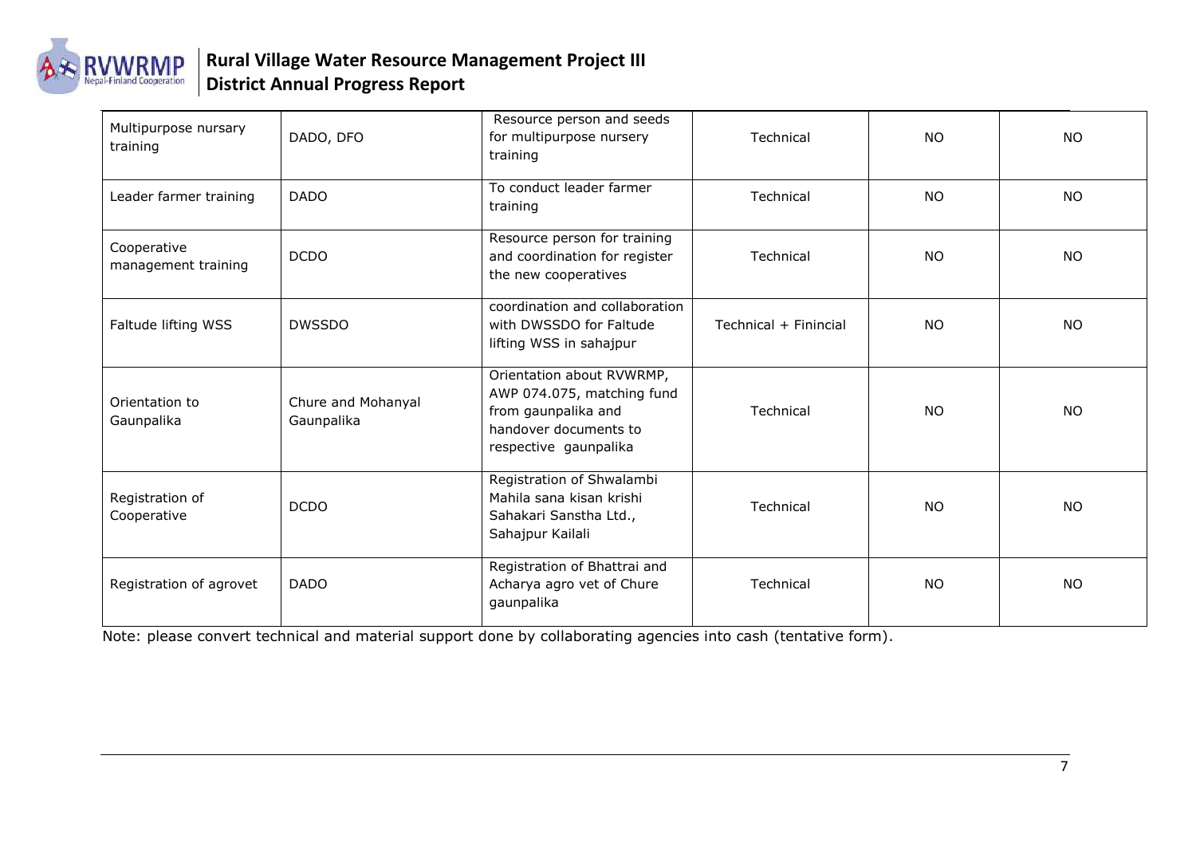| Multipurpose nursary training | DADO, DFO | Resource person and seeds for multipurpose nursery training | Technical | NO | NO |
|---|---|---|---|---|---|
| Leader farmer training | DADO | To conduct leader farmer training | Technical | NO | NO |
| Cooperative management training | DCDO | Resource person for training and coordination for register the new cooperatives | Technical | NO | NO |
| Faltude lifting WSS | DWSSDO | coordination and collaboration with DWSSDO for Faltude lifting WSS in sahajpur | Technical + Finincial | NO | NO |
| Orientation to Gaunpalika | Chure and Mohanyal Gaunpalika | Orientation about RVWRMP, AWP 074.075, matching fund from gaunpalika and handover documents to respective gaunpalika | Technical | NO | NO |
| Registration of Cooperative | DCDO | Registration of Shwalambi Mahila sana kisan krishi Sahakari Sanstha Ltd., Sahajpur Kailali | Technical | NO | NO |
| Registration of agrovet | DADO | Registration of Bhattrai and Acharya agro vet of Chure gaunpalika | Technical | NO | NO |

Note: please convert technical and material support done by collaborating agencies into cash (tentative form).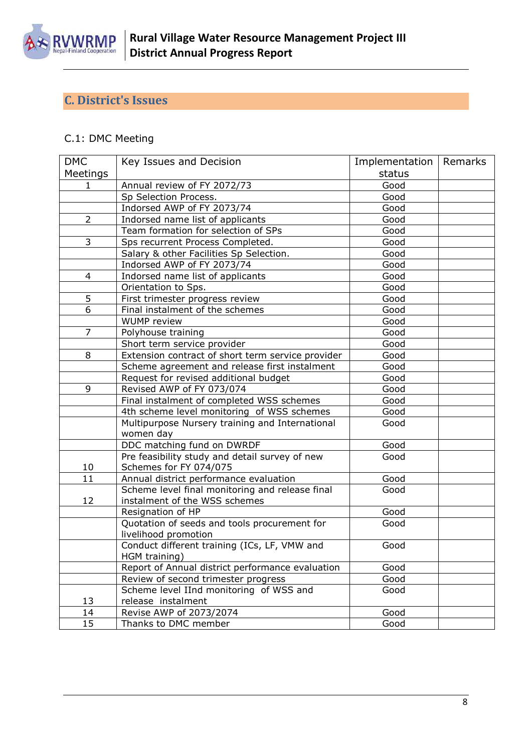## C. District's Issues

### C.1: DMC Meeting

| DMC Meetings | Key Issues and Decision | Implementation status | Remarks |
|---|---|---|---|
| 1 | Annual review of FY 2072/73 | Good | |
| | Sp Selection Process. | Good | |
| | Indorsed AWP of FY 2073/74 | Good | |
| 2 | Indorsed name list of applicants | Good | |
| | Team formation for selection of SPs | Good | |
| 3 | Sps recurrent Process Completed. | Good | |
| | Salary & other Facilities Sp Selection. | Good | |
| | Indorsed AWP of FY 2073/74 | Good | |
| 4 | Indorsed name list of applicants | Good | |
| | Orientation to Sps. | Good | |
| 5 | First trimester progress review | Good | |
| 6 | Final instalment of the schemes | Good | |
| | WUMP review | Good | |
| 7 | Polyhouse training | Good | |
| | Short term service provider | Good | |
| 8 | Extension contract of short term service provider | Good | |
| | Scheme agreement and release first instalment | Good | |
| | Request for revised additional budget | Good | |
| 9 | Revised AWP of FY 073/074 | Good | |
| | Final instalment of completed WSS schemes | Good | |
| | 4th scheme level monitoring of WSS schemes | Good | |
| | Multipurpose Nursery training and International women day | Good | |
| | DDC matching fund on DWRDF | Good | |
| 10 | Pre feasibility study and detail survey of new Schemes for FY 074/075 | Good | |
| 11 | Annual district performance evaluation | Good | |
| 12 | Scheme level final monitoring and release final instalment of the WSS schemes | Good | |
| | Resignation of HP | Good | |
| | Quotation of seeds and tools procurement for livelihood promotion | Good | |
| | Conduct different training (ICs, LF, VMW and HGM training) | Good | |
| | Report of Annual district performance evaluation | Good | |
| | Review of second trimester progress | Good | |
| 13 | Scheme level IInd monitoring of WSS and release instalment | Good | |
| 14 | Revise AWP of 2073/2074 | Good | |
| 15 | Thanks to DMC member | Good | |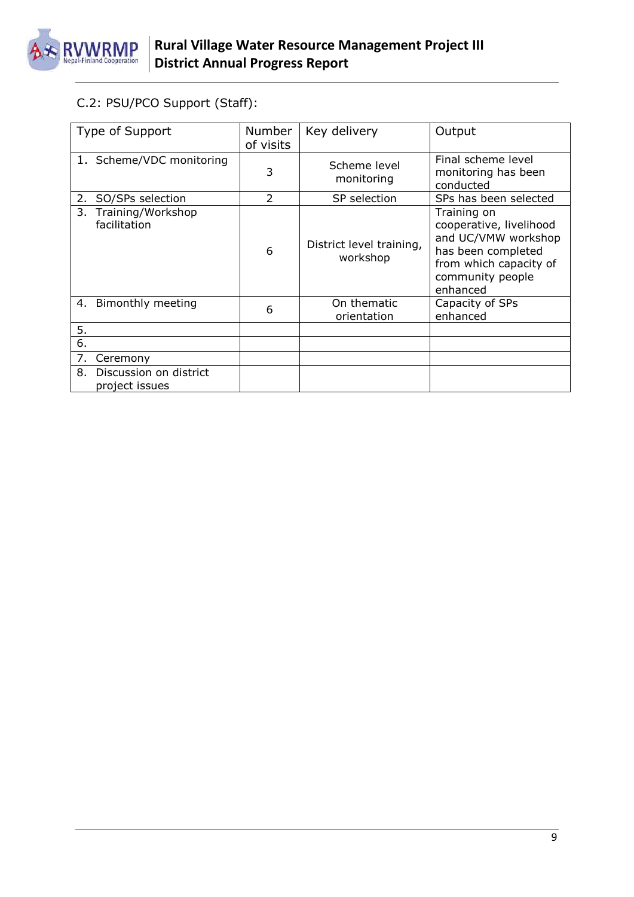C.2: PSU/PCO Support (Staff):

| Type of Support | Number of visits | Key delivery | Output |
|---|---|---|---|
| 1. Scheme/VDC monitoring | 3 | Scheme level monitoring | Final scheme level monitoring has been conducted |
| 2. SO/SPs selection | 2 | SP selection | SPs has been selected |
| 3. Training/Workshop facilitation | 6 | District level training, workshop | Training on cooperative, livelihood and UC/VMW workshop has been completed from which capacity of community people enhanced |
| 4. Bimonthly meeting | 6 | On thematic orientation | Capacity of SPs enhanced |
| 5. | | | |
| 6. | | | |
| 7. Ceremony | | | |
| 8. Discussion on district project issues | | | |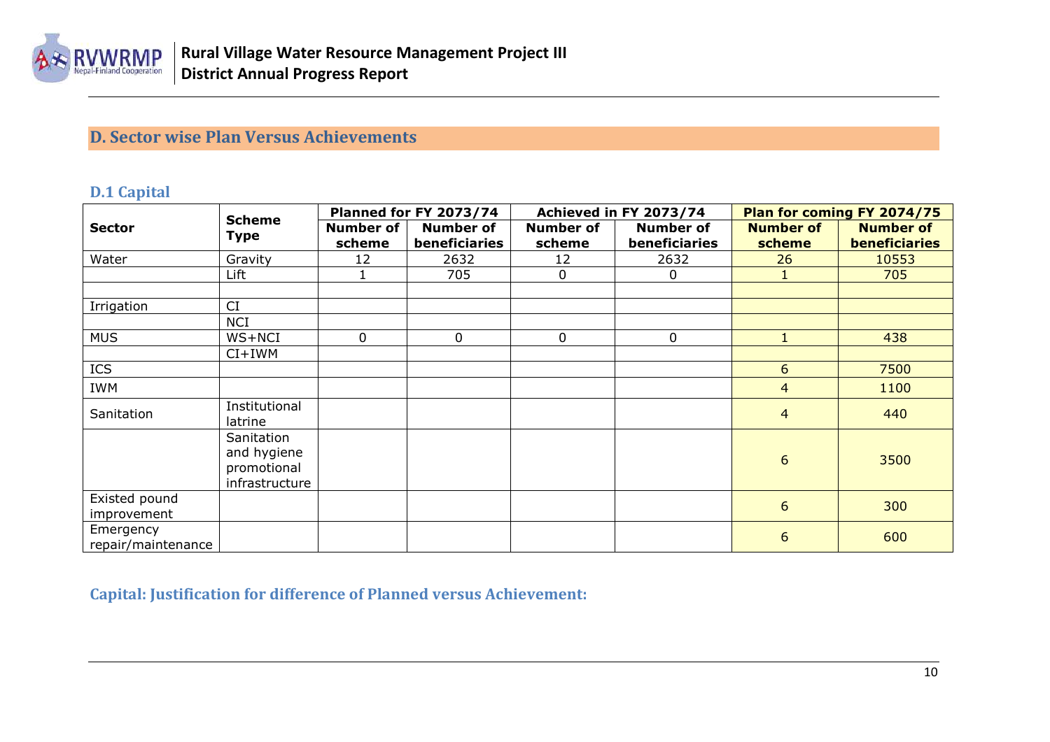## D. Sector wise Plan Versus Achievements

### D.1 Capital

| Sector | Scheme Type | Planned for FY 2073/74 | | Achieved in FY 2073/74 | | Plan for coming FY 2074/75 | |
|---|---|---|---|---|---|---|---|
| | | Number of scheme | Number of beneficiaries | Number of scheme | Number of beneficiaries | Number of scheme | Number of beneficiaries |
| Water | Gravity | 12 | 2632 | 12 | 2632 | 26 | 10553 |
| | Lift | 1 | 705 | 0 | 0 | 1 | 705 |
| | | | | | | | |
| Irrigation | CI | | | | | | |
| | NCI | | | | | | |
| MUS | WS+NCI | 0 | 0 | 0 | 0 | 1 | 438 |
| | CI+IWM | | | | | | |
| ICS | | | | | | 6 | 7500 |
| IWM | | | | | | 4 | 1100 |
| Sanitation | Institutional latrine | | | | | 4 | 440 |
| | Sanitation and hygiene promotional infrastructure | | | | | 6 | 3500 |
| Existed pound improvement | | | | | | 6 | 300 |
| Emergency repair/maintenance | | | | | | 6 | 600 |

**Capital: Justification for difference of Planned versus Achievement:**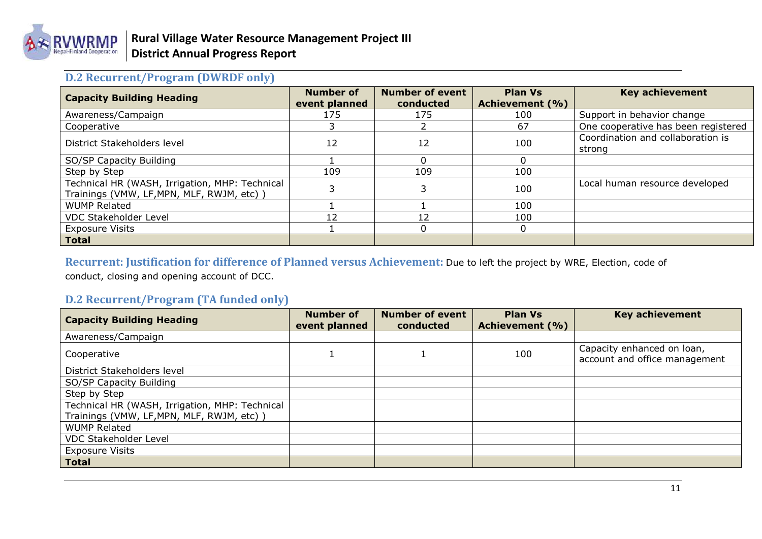## D.2 Recurrent/Program (DWRDF only)

| Capacity Building Heading | Number of event planned | Number of event conducted | Plan Vs Achievement (%) | Key achievement |
|---|---|---|---|---|
| Awareness/Campaign | 175 | 175 | 100 | Support in behavior change |
| Cooperative | 3 | 2 | 67 | One cooperative has been registered |
| District Stakeholders level | 12 | 12 | 100 | Coordination and collaboration is strong |
| SO/SP Capacity Building | 1 | 0 | 0 | |
| Step by Step | 109 | 109 | 100 | |
| Technical HR (WASH, Irrigation, MHP: Technical Trainings (VMW, LF,MPN, MLF, RWJM, etc) ) | 3 | 3 | 100 | Local human resource developed |
| WUMP Related | 1 | 1 | 100 | |
| VDC Stakeholder Level | 12 | 12 | 100 | |
| Exposure Visits | 1 | 0 | 0 | |
| **Total** | | | | |

**Recurrent: Justification for difference of Planned versus Achievement:** Due to left the project by WRE, Election, code of conduct, closing and opening account of DCC.

## D.2 Recurrent/Program (TA funded only)

| Capacity Building Heading | Number of event planned | Number of event conducted | Plan Vs Achievement (%) | Key achievement |
|---|---|---|---|---|
| Awareness/Campaign | | | | |
| Cooperative | 1 | 1 | 100 | Capacity enhanced on loan, account and office management |
| District Stakeholders level | | | | |
| SO/SP Capacity Building | | | | |
| Step by Step | | | | |
| Technical HR (WASH, Irrigation, MHP: Technical Trainings (VMW, LF,MPN, MLF, RWJM, etc) ) | | | | |
| WUMP Related | | | | |
| VDC Stakeholder Level | | | | |
| Exposure Visits | | | | |
| **Total** | | | | |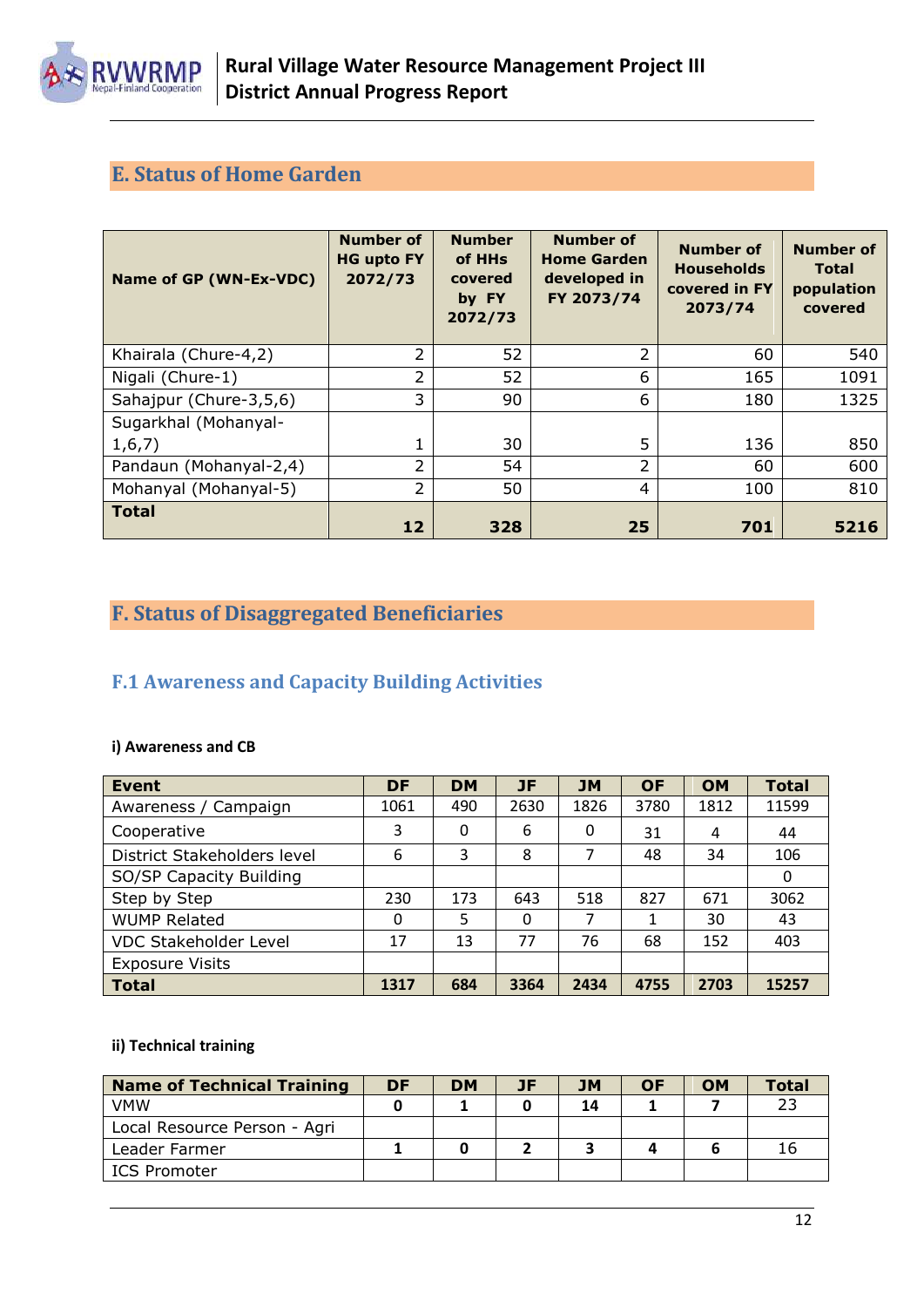## E. Status of Home Garden

| Name of GP (WN-Ex-VDC) | Number of HG upto FY 2072/73 | Number of HHs covered by FY 2072/73 | Number of Home Garden developed in FY 2073/74 | Number of Households covered in FY 2073/74 | Number of Total population covered |
|---|---|---|---|---|---|
| Khairala (Chure-4,2) | 2 | 52 | 2 | 60 | 540 |
| Nigali (Chure-1) | 2 | 52 | 6 | 165 | 1091 |
| Sahajpur (Chure-3,5,6) | 3 | 90 | 6 | 180 | 1325 |
| Sugarkhal (Mohanyal-1,6,7) | 1 | 30 | 5 | 136 | 850 |
| Pandaun (Mohanyal-2,4) | 2 | 54 | 2 | 60 | 600 |
| Mohanyal (Mohanyal-5) | 2 | 50 | 4 | 100 | 810 |
| **Total** | **12** | **328** | **25** | **701** | **5216** |

## F. Status of Disaggregated Beneficiaries

### F.1 Awareness and Capacity Building Activities

**i) Awareness and CB**

| Event | DF | DM | JF | JM | OF | OM | Total |
|---|---|---|---|---|---|---|---|
| Awareness / Campaign | 1061 | 490 | 2630 | 1826 | 3780 | 1812 | 11599 |
| Cooperative | 3 | 0 | 6 | 0 | 31 | 4 | 44 |
| District Stakeholders level | 6 | 3 | 8 | 7 | 48 | 34 | 106 |
| SO/SP Capacity Building | | | | | | | 0 |
| Step by Step | 230 | 173 | 643 | 518 | 827 | 671 | 3062 |
| WUMP Related | 0 | 5 | 0 | 7 | 1 | 30 | 43 |
| VDC Stakeholder Level | 17 | 13 | 77 | 76 | 68 | 152 | 403 |
| Exposure Visits | | | | | | | |
| **Total** | **1317** | **684** | **3364** | **2434** | **4755** | **2703** | **15257** |

**ii) Technical training**

| Name of Technical Training | DF | DM | JF | JM | OF | OM | Total |
|---|---|---|---|---|---|---|---|
| VMW | **0** | **1** | **0** | **14** | **1** | **7** | 23 |
| Local Resource Person - Agri | | | | | | | |
| Leader Farmer | **1** | **0** | **2** | **3** | **4** | **6** | 16 |
| ICS Promoter | | | | | | | |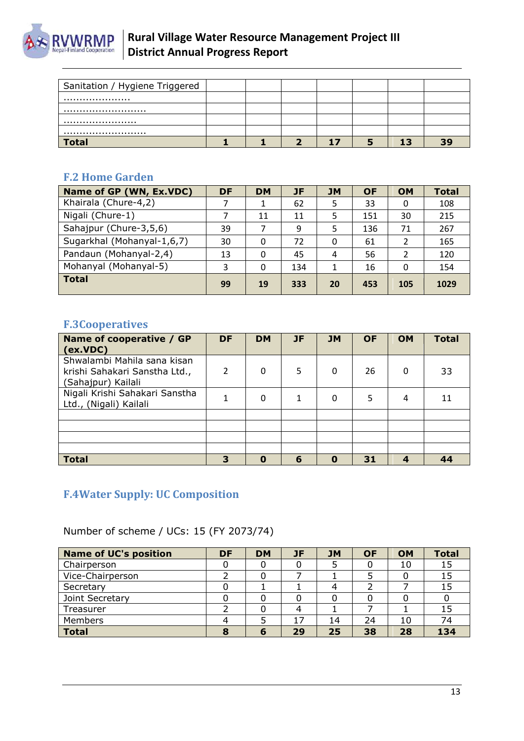| Sanitation / Hygiene Triggered | | | | | | | |
|---|---|---|---|---|---|---|---|
| ..................... | | | | | | | |
| .......................... | | | | | | | |
| ....................... | | | | | | | |
| .......................... | | | | | | | |
| **Total** | **1** | **1** | **2** | **17** | **5** | **13** | **39** |

## F.2 Home Garden

| Name of GP (WN, Ex.VDC) | DF | DM | JF | JM | OF | OM | Total |
|---|---|---|---|---|---|---|---|
| Khairala (Chure-4,2) | 7 | 1 | 62 | 5 | 33 | 0 | 108 |
| Nigali (Chure-1) | 7 | 11 | 11 | 5 | 151 | 30 | 215 |
| Sahajpur (Chure-3,5,6) | 39 | 7 | 9 | 5 | 136 | 71 | 267 |
| Sugarkhal (Mohanyal-1,6,7) | 30 | 0 | 72 | 0 | 61 | 2 | 165 |
| Pandaun (Mohanyal-2,4) | 13 | 0 | 45 | 4 | 56 | 2 | 120 |
| Mohanyal (Mohanyal-5) | 3 | 0 | 134 | 1 | 16 | 0 | 154 |
| **Total** | **99** | **19** | **333** | **20** | **453** | **105** | **1029** |

## F.3Cooperatives

| Name of cooperative / GP (ex.VDC) | DF | DM | JF | JM | OF | OM | Total |
|---|---|---|---|---|---|---|---|
| Shwalambi Mahila sana kisan krishi Sahakari Sanstha Ltd., (Sahajpur) Kailali | 2 | 0 | 5 | 0 | 26 | 0 | 33 |
| Nigali Krishi Sahakari Sanstha Ltd., (Nigali) Kailali | 1 | 0 | 1 | 0 | 5 | 4 | 11 |
| | | | | | | | |
| | | | | | | | |
| | | | | | | | |
| | | | | | | | |
| **Total** | **3** | **0** | **6** | **0** | **31** | **4** | **44** |

## F.4Water Supply: UC Composition

Number of scheme / UCs: 15 (FY 2073/74)

| Name of UC's position | DF | DM | JF | JM | OF | OM | Total |
|---|---|---|---|---|---|---|---|
| Chairperson | 0 | 0 | 0 | 5 | 0 | 10 | 15 |
| Vice-Chairperson | 2 | 0 | 7 | 1 | 5 | 0 | 15 |
| Secretary | 0 | 1 | 1 | 4 | 2 | 7 | 15 |
| Joint Secretary | 0 | 0 | 0 | 0 | 0 | 0 | 0 |
| Treasurer | 2 | 0 | 4 | 1 | 7 | 1 | 15 |
| Members | 4 | 5 | 17 | 14 | 24 | 10 | 74 |
| **Total** | **8** | **6** | **29** | **25** | **38** | **28** | **134** |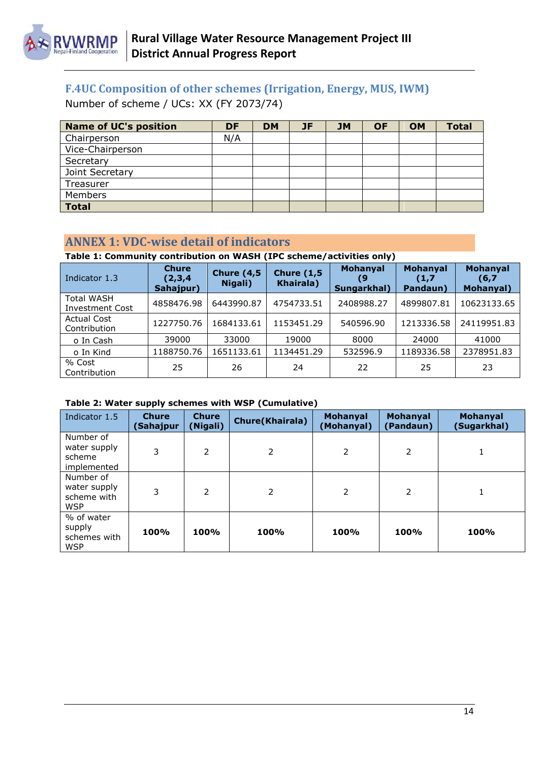## F.4UC Composition of other schemes (Irrigation, Energy, MUS, IWM)

Number of scheme / UCs: XX (FY 2073/74)

| Name of UC's position | DF | DM | JF | JM | OF | OM | Total |
|---|---|---|---|---|---|---|---|
| Chairperson | N/A | | | | | | |
| Vice-Chairperson | | | | | | | |
| Secretary | | | | | | | |
| Joint Secretary | | | | | | | |
| Treasurer | | | | | | | |
| Members | | | | | | | |
| **Total** | | | | | | | |

## ANNEX 1: VDC-wise detail of indicators

**Table 1: Community contribution on WASH (IPC scheme/activities only)**

| Indicator 1.3 | Chure (2,3,4 Sahajpur) | Chure (4,5 Nigali) | Chure (1,5 Khairala) | Mohanyal (9 Sungarkhal) | Mohanyal (1,7 Pandaun) | Mohanyal (6,7 Mohanyal) |
|---|---|---|---|---|---|---|
| Total WASH Investment Cost | 4858476.98 | 6443990.87 | 4754733.51 | 2408988.27 | 4899807.81 | 10623133.65 |
| Actual Cost Contribution | 1227750.76 | 1684133.61 | 1153451.29 | 540596.90 | 1213336.58 | 24119951.83 |
| o In Cash | 39000 | 33000 | 19000 | 8000 | 24000 | 41000 |
| o In Kind | 1188750.76 | 1651133.61 | 1134451.29 | 532596.9 | 1189336.58 | 2378951.83 |
| % Cost Contribution | 25 | 26 | 24 | 22 | 25 | 23 |

**Table 2: Water supply schemes with WSP (Cumulative)**

| Indicator 1.5 | Chure (Sahajpur | Chure (Nigali) | Chure(Khairala) | Mohanyal (Mohanyal) | Mohanyal (Pandaun) | Mohanyal (Sugarkhal) |
|---|---|---|---|---|---|---|
| Number of water supply scheme implemented | 3 | 2 | 2 | 2 | 2 | 1 |
| Number of water supply scheme with WSP | 3 | 2 | 2 | 2 | 2 | 1 |
| % of water supply schemes with WSP | **100%** | **100%** | **100%** | **100%** | **100%** | **100%** |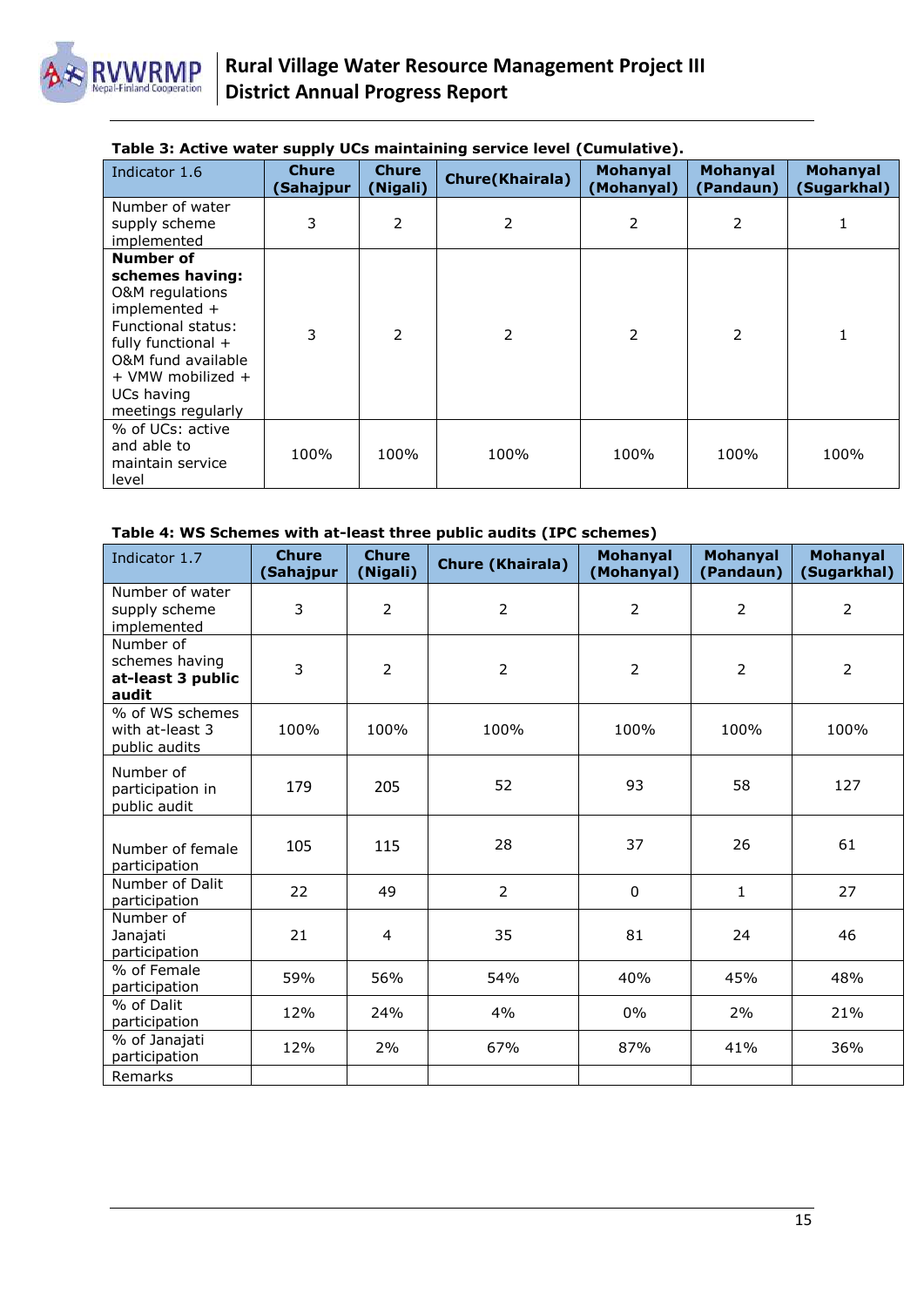**Table 3: Active water supply UCs maintaining service level (Cumulative).**

| Indicator 1.6 | Chure (Sahajpur | Chure (Nigali) | Chure(Khairala) | Mohanyal (Mohanyal) | Mohanyal (Pandaun) | Mohanyal (Sugarkhal) |
|---|---|---|---|---|---|---|
| Number of water supply scheme implemented | 3 | 2 | 2 | 2 | 2 | 1 |
| **Number of schemes having:** O&M regulations implemented + Functional status: fully functional + O&M fund available + VMW mobilized + UCs having meetings regularly | 3 | 2 | 2 | 2 | 2 | 1 |
| % of UCs: active and able to maintain service level | 100% | 100% | 100% | 100% | 100% | 100% |

**Table 4: WS Schemes with at-least three public audits (IPC schemes)**

| Indicator 1.7 | Chure (Sahajpur | Chure (Nigali) | Chure (Khairala) | Mohanyal (Mohanyal) | Mohanyal (Pandaun) | Mohanyal (Sugarkhal) |
|---|---|---|---|---|---|---|
| Number of water supply scheme implemented | 3 | 2 | 2 | 2 | 2 | 2 |
| Number of schemes having **at-least 3 public audit** | 3 | 2 | 2 | 2 | 2 | 2 |
| % of WS schemes with at-least 3 public audits | 100% | 100% | 100% | 100% | 100% | 100% |
| Number of participation in public audit | 179 | 205 | 52 | 93 | 58 | 127 |
| Number of female participation | 105 | 115 | 28 | 37 | 26 | 61 |
| Number of Dalit participation | 22 | 49 | 2 | 0 | 1 | 27 |
| Number of Janajati participation | 21 | 4 | 35 | 81 | 24 | 46 |
| % of Female participation | 59% | 56% | 54% | 40% | 45% | 48% |
| % of Dalit participation | 12% | 24% | 4% | 0% | 2% | 21% |
| % of Janajati participation | 12% | 2% | 67% | 87% | 41% | 36% |
| Remarks | | | | | | |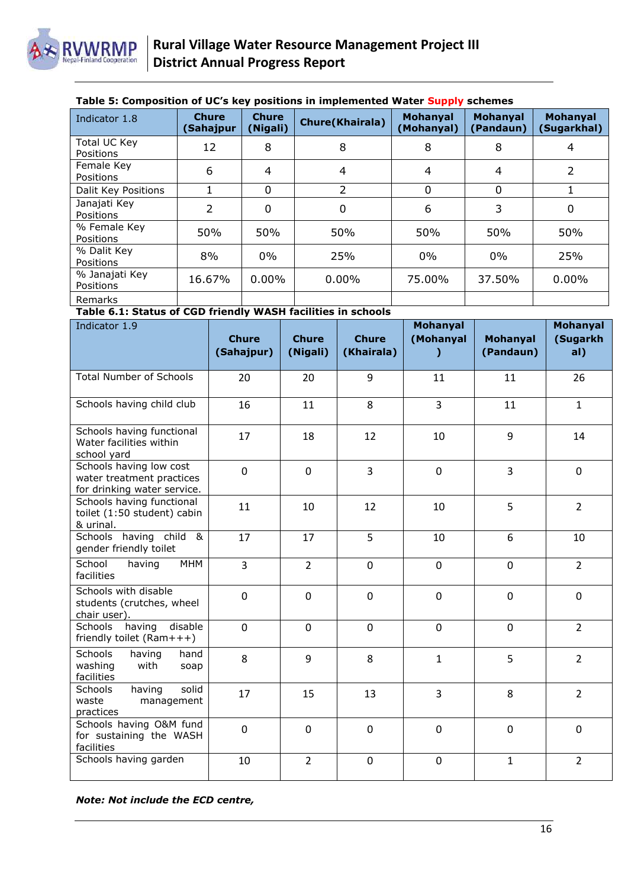**Table 5: Composition of UC's key positions in implemented Water Supply schemes**

| Indicator 1.8 | Chure (Sahajpur) | Chure (Nigali) | Chure(Khairala) | Mohanyal (Mohanyal) | Mohanyal (Pandaun) | Mohanyal (Sugarkhal) |
|---|---|---|---|---|---|---|
| Total UC Key Positions | 12 | 8 | 8 | 8 | 8 | 4 |
| Female Key Positions | 6 | 4 | 4 | 4 | 4 | 2 |
| Dalit Key Positions | 1 | 0 | 2 | 0 | 0 | 1 |
| Janajati Key Positions | 2 | 0 | 0 | 6 | 3 | 0 |
| % Female Key Positions | 50% | 50% | 50% | 50% | 50% | 50% |
| % Dalit Key Positions | 8% | 0% | 25% | 0% | 0% | 25% |
| % Janajati Key Positions | 16.67% | 0.00% | 0.00% | 75.00% | 37.50% | 0.00% |
| Remarks | | | | | | |

**Table 6.1: Status of CGD friendly WASH facilities in schools**

| Indicator 1.9 | Chure (Sahajpur) | Chure (Nigali) | Chure (Khairala) | Mohanyal (Mohanyal) | Mohanyal (Pandaun) | Mohanyal (Sugarkhal) |
|---|---|---|---|---|---|---|
| Total Number of Schools | 20 | 20 | 9 | 11 | 11 | 26 |
| Schools having child club | 16 | 11 | 8 | 3 | 11 | 1 |
| Schools having functional Water facilities within school yard | 17 | 18 | 12 | 10 | 9 | 14 |
| Schools having low cost water treatment practices for drinking water service. | 0 | 0 | 3 | 0 | 3 | 0 |
| Schools having functional toilet (1:50 student) cabin & urinal. | 11 | 10 | 12 | 10 | 5 | 2 |
| Schools having child & gender friendly toilet | 17 | 17 | 5 | 10 | 6 | 10 |
| School having MHM facilities | 3 | 2 | 0 | 0 | 0 | 2 |
| Schools with disable students (crutches, wheel chair user). | 0 | 0 | 0 | 0 | 0 | 0 |
| Schools having disable friendly toilet (Ram+++) | 0 | 0 | 0 | 0 | 0 | 2 |
| Schools having hand washing with soap facilities | 8 | 9 | 8 | 1 | 5 | 2 |
| Schools having solid waste management practices | 17 | 15 | 13 | 3 | 8 | 2 |
| Schools having O&M fund for sustaining the WASH facilities | 0 | 0 | 0 | 0 | 0 | 0 |
| Schools having garden | 10 | 2 | 0 | 0 | 1 | 2 |

***Note: Not include the ECD centre,***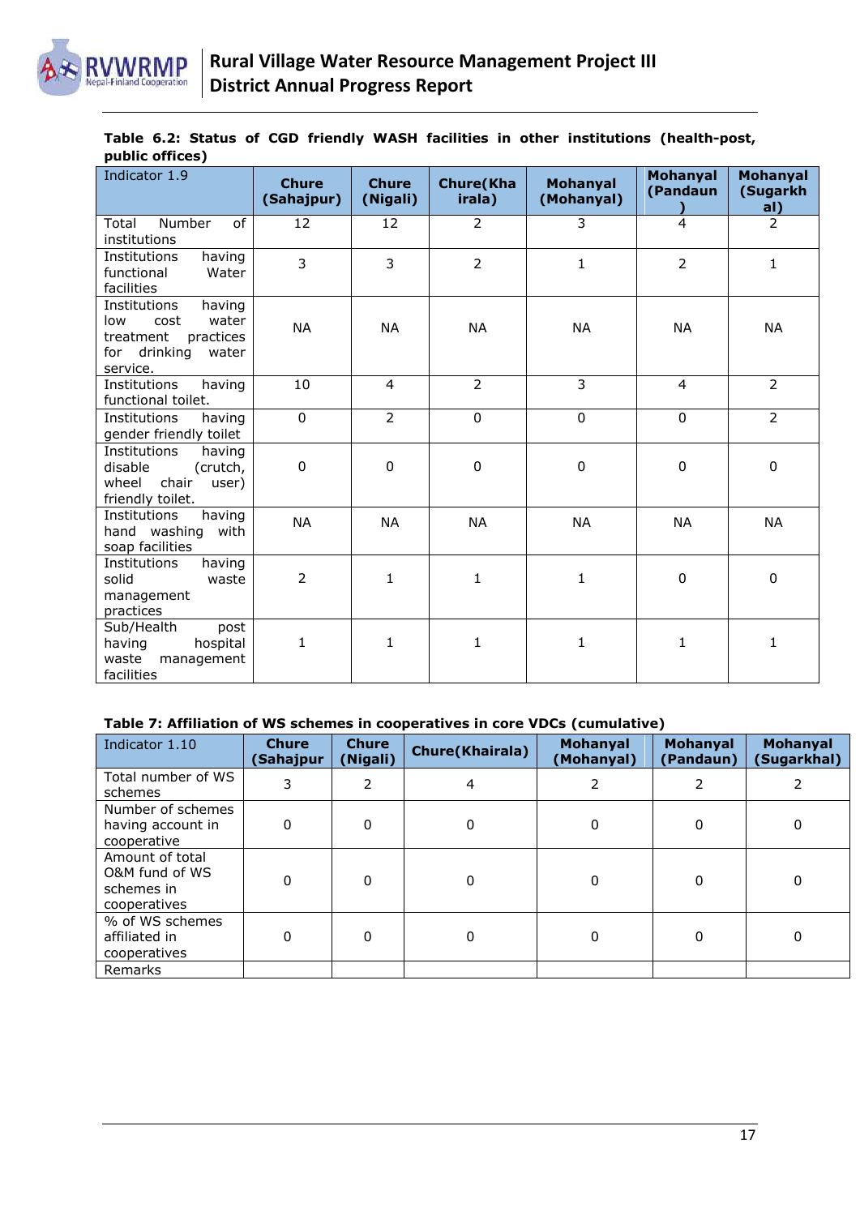**Table 6.2: Status of CGD friendly WASH facilities in other institutions (health-post, public offices)**

| Indicator 1.9 | Chure (Sahajpur) | Chure (Nigali) | Chure(Khairala) | Mohanyal (Mohanyal) | Mohanyal (Pandaun) | Mohanyal (Sugarkhal) |
|---|---|---|---|---|---|---|
| Total Number of institutions | 12 | 12 | 2 | 3 | 4 | 2 |
| Institutions having functional Water facilities | 3 | 3 | 2 | 1 | 2 | 1 |
| Institutions having low cost water treatment practices for drinking water service. | NA | NA | NA | NA | NA | NA |
| Institutions having functional toilet. | 10 | 4 | 2 | 3 | 4 | 2 |
| Institutions having gender friendly toilet | 0 | 2 | 0 | 0 | 0 | 2 |
| Institutions having disable (crutch, wheel chair user) friendly toilet. | 0 | 0 | 0 | 0 | 0 | 0 |
| Institutions having hand washing with soap facilities | NA | NA | NA | NA | NA | NA |
| Institutions having solid waste management practices | 2 | 1 | 1 | 1 | 0 | 0 |
| Sub/Health post having hospital waste management facilities | 1 | 1 | 1 | 1 | 1 | 1 |

**Table 7: Affiliation of WS schemes in cooperatives in core VDCs (cumulative)**

| Indicator 1.10 | Chure (Sahajpur | Chure (Nigali) | Chure(Khairala) | Mohanyal (Mohanyal) | Mohanyal (Pandaun) | Mohanyal (Sugarkhal) |
|---|---|---|---|---|---|---|
| Total number of WS schemes | 3 | 2 | 4 | 2 | 2 | 2 |
| Number of schemes having account in cooperative | 0 | 0 | 0 | 0 | 0 | 0 |
| Amount of total O&M fund of WS schemes in cooperatives | 0 | 0 | 0 | 0 | 0 | 0 |
| % of WS schemes affiliated in cooperatives | 0 | 0 | 0 | 0 | 0 | 0 |
| Remarks | | | | | | |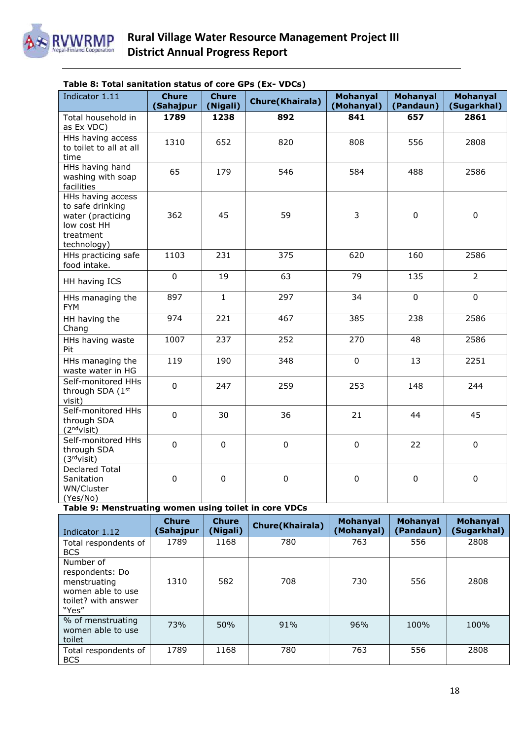**Table 8: Total sanitation status of core GPs (Ex- VDCs)**

| Indicator 1.11 | Chure (Sahajpur | Chure (Nigali) | Chure(Khairala) | Mohanyal (Mohanyal) | Mohanyal (Pandaun) | Mohanyal (Sugarkhal) |
|---|---|---|---|---|---|---|
| Total household in as Ex VDC) | **1789** | **1238** | **892** | **841** | **657** | **2861** |
| HHs having access to toilet to all at all time | 1310 | 652 | 820 | 808 | 556 | 2808 |
| HHs having hand washing with soap facilities | 65 | 179 | 546 | 584 | 488 | 2586 |
| HHs having access to safe drinking water (practicing low cost HH treatment technology) | 362 | 45 | 59 | 3 | 0 | 0 |
| HHs practicing safe food intake. | 1103 | 231 | 375 | 620 | 160 | 2586 |
| HH having ICS | 0 | 19 | 63 | 79 | 135 | 2 |
| HHs managing the FYM | 897 | 1 | 297 | 34 | 0 | 0 |
| HH having the Chang | 974 | 221 | 467 | 385 | 238 | 2586 |
| HHs having waste Pit | 1007 | 237 | 252 | 270 | 48 | 2586 |
| HHs managing the waste water in HG | 119 | 190 | 348 | 0 | 13 | 2251 |
| Self-monitored HHs through SDA (1st visit) | 0 | 247 | 259 | 253 | 148 | 244 |
| Self-monitored HHs through SDA (2nd visit) | 0 | 30 | 36 | 21 | 44 | 45 |
| Self-monitored HHs through SDA (3rd visit) | 0 | 0 | 0 | 0 | 22 | 0 |
| Declared Total Sanitation WN/Cluster (Yes/No) | 0 | 0 | 0 | 0 | 0 | 0 |

**Table 9: Menstruating women using toilet in core VDCs**

| Indicator 1.12 | Chure (Sahajpur | Chure (Nigali) | Chure(Khairala) | Mohanyal (Mohanyal) | Mohanyal (Pandaun) | Mohanyal (Sugarkhal) |
|---|---|---|---|---|---|---|
| Total respondents of BCS | 1789 | 1168 | 780 | 763 | 556 | 2808 |
| Number of respondents: Do menstruating women able to use toilet? with answer "Yes" | 1310 | 582 | 708 | 730 | 556 | 2808 |
| % of menstruating women able to use toilet | 73% | 50% | 91% | 96% | 100% | 100% |
| Total respondents of BCS | 1789 | 1168 | 780 | 763 | 556 | 2808 |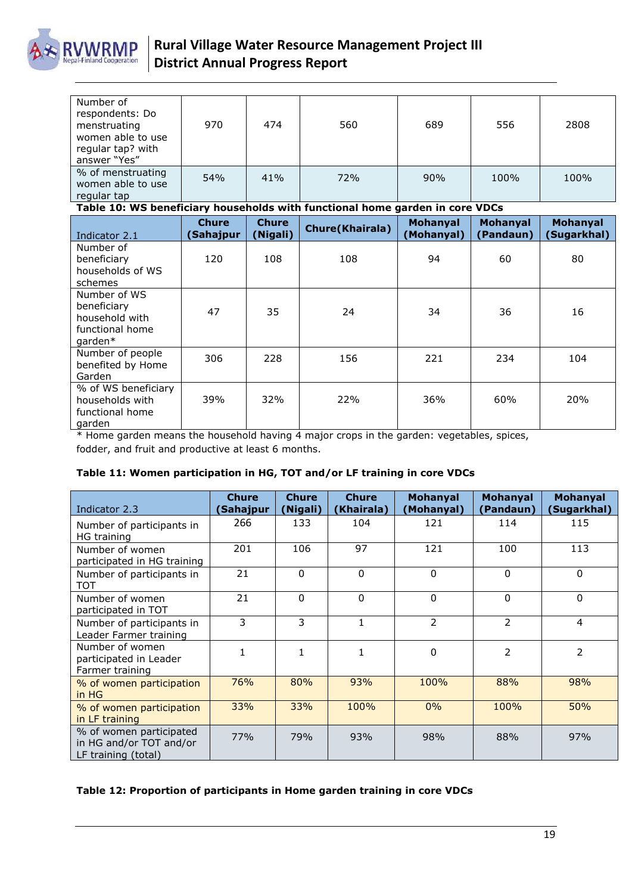| Number of respondents: Do menstruating women able to use regular tap? with answer "Yes" | 970 | 474 | 560 | 689 | 556 | 2808 |
|---|---|---|---|---|---|---|
| % of menstruating women able to use regular tap | 54% | 41% | 72% | 90% | 100% | 100% |

**Table 10: WS beneficiary households with functional home garden in core VDCs**

| Indicator 2.1 | Chure (Sahajpur | Chure (Nigali) | Chure(Khairala) | Mohanyal (Mohanyal) | Mohanyal (Pandaun) | Mohanyal (Sugarkhal) |
|---|---|---|---|---|---|---|
| Number of beneficiary households of WS schemes | 120 | 108 | 108 | 94 | 60 | 80 |
| Number of WS beneficiary household with functional home garden* | 47 | 35 | 24 | 34 | 36 | 16 |
| Number of people benefited by Home Garden | 306 | 228 | 156 | 221 | 234 | 104 |
| % of WS beneficiary households with functional home garden | 39% | 32% | 22% | 36% | 60% | 20% |

* Home garden means the household having 4 major crops in the garden: vegetables, spices, fodder, and fruit and productive at least 6 months.

**Table 11: Women participation in HG, TOT and/or LF training in core VDCs**

| Indicator 2.3 | Chure (Sahajpur | Chure (Nigali) | Chure (Khairala) | Mohanyal (Mohanyal) | Mohanyal (Pandaun) | Mohanyal (Sugarkhal) |
|---|---|---|---|---|---|---|
| Number of participants in HG training | 266 | 133 | 104 | 121 | 114 | 115 |
| Number of women participated in HG training | 201 | 106 | 97 | 121 | 100 | 113 |
| Number of participants in TOT | 21 | 0 | 0 | 0 | 0 | 0 |
| Number of women participated in TOT | 21 | 0 | 0 | 0 | 0 | 0 |
| Number of participants in Leader Farmer training | 3 | 3 | 1 | 2 | 2 | 4 |
| Number of women participated in Leader Farmer training | 1 | 1 | 1 | 0 | 2 | 2 |
| % of women participation in HG | 76% | 80% | 93% | 100% | 88% | 98% |
| % of women participation in LF training | 33% | 33% | 100% | 0% | 100% | 50% |
| % of women participated in HG and/or TOT and/or LF training (total) | 77% | 79% | 93% | 98% | 88% | 97% |

**Table 12: Proportion of participants in Home garden training in core VDCs**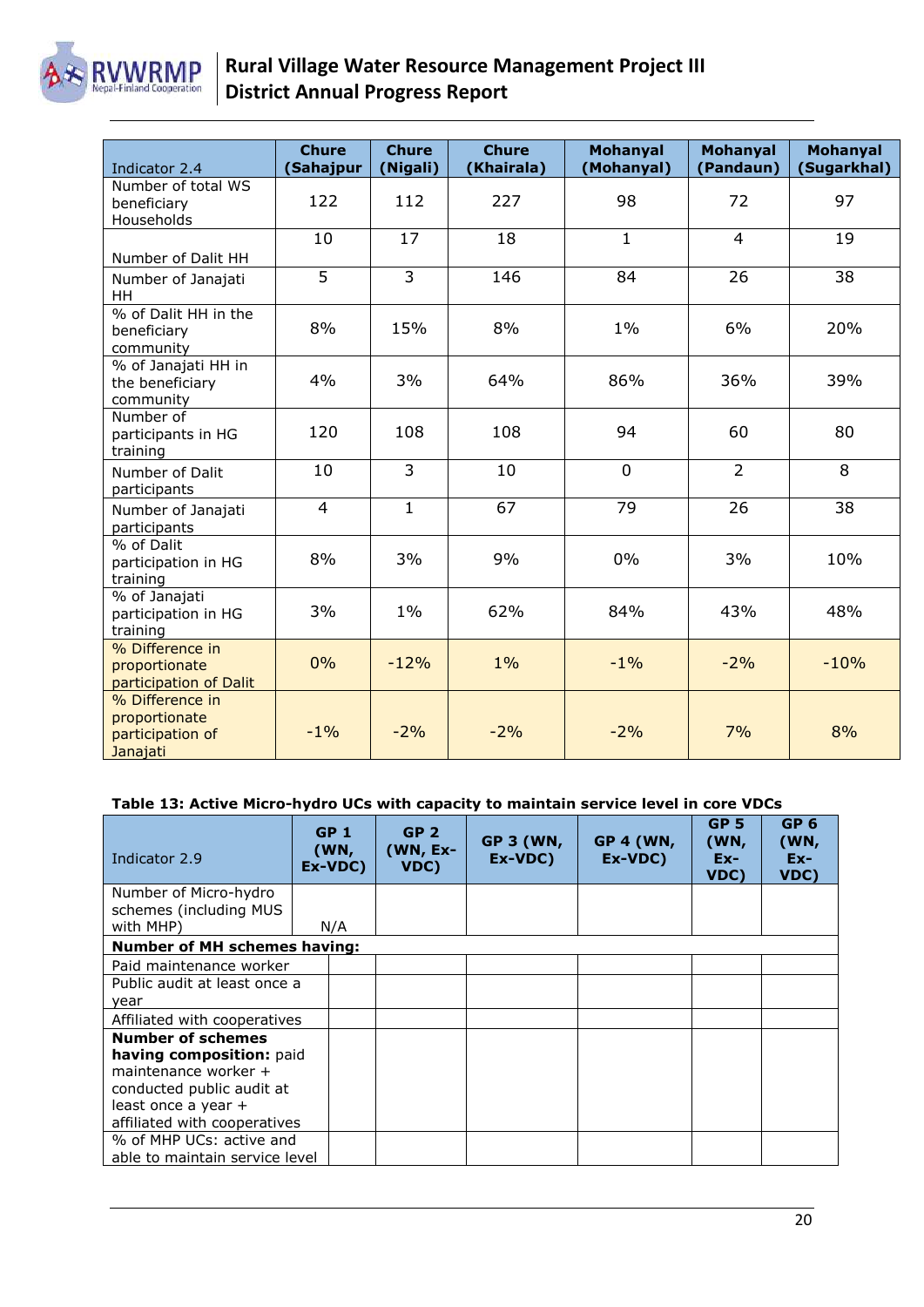| Indicator 2.4 | Chure (Sahajpur) | Chure (Nigali) | Chure (Khairala) | Mohanyal (Mohanyal) | Mohanyal (Pandaun) | Mohanyal (Sugarkhal) |
|---|---|---|---|---|---|---|
| Number of total WS beneficiary Households | 122 | 112 | 227 | 98 | 72 | 97 |
| Number of Dalit HH | 10 | 17 | 18 | 1 | 4 | 19 |
| Number of Janajati HH | 5 | 3 | 146 | 84 | 26 | 38 |
| % of Dalit HH in the beneficiary community | 8% | 15% | 8% | 1% | 6% | 20% |
| % of Janajati HH in the beneficiary community | 4% | 3% | 64% | 86% | 36% | 39% |
| Number of participants in HG training | 120 | 108 | 108 | 94 | 60 | 80 |
| Number of Dalit participants | 10 | 3 | 10 | 0 | 2 | 8 |
| Number of Janajati participants | 4 | 1 | 67 | 79 | 26 | 38 |
| % of Dalit participation in HG training | 8% | 3% | 9% | 0% | 3% | 10% |
| % of Janajati participation in HG training | 3% | 1% | 62% | 84% | 43% | 48% |
| % Difference in proportionate participation of Dalit | 0% | -12% | 1% | -1% | -2% | -10% |
| % Difference in proportionate participation of Janajati | -1% | -2% | -2% | -2% | 7% | 8% |

**Table 13: Active Micro-hydro UCs with capacity to maintain service level in core VDCs**

| Indicator 2.9 | GP 1 (WN, Ex-VDC) | GP 2 (WN, Ex-VDC) | GP 3 (WN, Ex-VDC) | GP 4 (WN, Ex-VDC) | GP 5 (WN, Ex-VDC) | GP 6 (WN, Ex-VDC) |
|---|---|---|---|---|---|---|
| Number of Micro-hydro schemes (including MUS with MHP) | N/A | | | | | |
| **Number of MH schemes having:** | | | | | | |
| Paid maintenance worker | | | | | | |
| Public audit at least once a year | | | | | | |
| Affiliated with cooperatives | | | | | | |
| **Number of schemes having composition:** paid maintenance worker + conducted public audit at least once a year + affiliated with cooperatives | | | | | | |
| % of MHP UCs: active and able to maintain service level | | | | | | |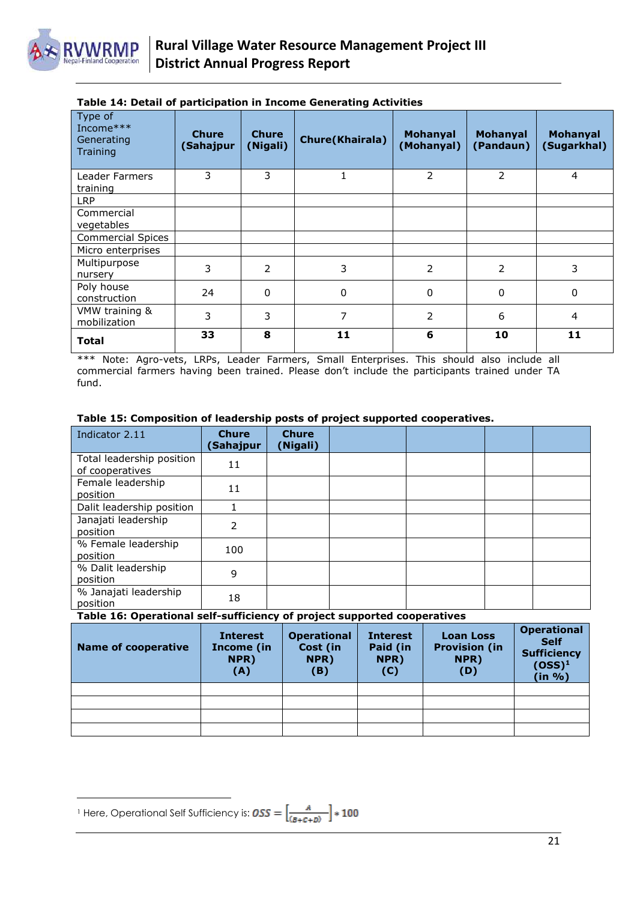**Table 14: Detail of participation in Income Generating Activities**

| Type of Income*** Generating Training | Chure (Sahajpur | Chure (Nigali) | Chure(Khairala) | Mohanyal (Mohanyal) | Mohanyal (Pandaun) | Mohanyal (Sugarkhal) |
|---|---|---|---|---|---|---|
| Leader Farmers training | 3 | 3 | 1 | 2 | 2 | 4 |
| LRP | | | | | | |
| Commercial vegetables | | | | | | |
| Commercial Spices | | | | | | |
| Micro enterprises | | | | | | |
| Multipurpose nursery | 3 | 2 | 3 | 2 | 2 | 3 |
| Poly house construction | 24 | 0 | 0 | 0 | 0 | 0 |
| VMW training & mobilization | 3 | 3 | 7 | 2 | 6 | 4 |
| **Total** | **33** | **8** | **11** | **6** | **10** | **11** |

*** Note: Agro-vets, LRPs, Leader Farmers, Small Enterprises. This should also include all commercial farmers having been trained. Please don't include the participants trained under TA fund.

**Table 15: Composition of leadership posts of project supported cooperatives.**

| Indicator 2.11 | Chure (Sahajpur | Chure (Nigali) | | | | |
|---|---|---|---|---|---|---|
| Total leadership position of cooperatives | 11 | | | | | |
| Female leadership position | 11 | | | | | |
| Dalit leadership position | 1 | | | | | |
| Janajati leadership position | 2 | | | | | |
| % Female leadership position | 100 | | | | | |
| % Dalit leadership position | 9 | | | | | |
| % Janajati leadership position | 18 | | | | | |

**Table 16: Operational self-sufficiency of project supported cooperatives**

| Name of cooperative | Interest Income (in NPR) (A) | Operational Cost (in NPR) (B) | Interest Paid (in NPR) (C) | Loan Loss Provision (in NPR) (D) | Operational Self Sufficiency (OSS)[1] (in %) |
|---|---|---|---|---|---|
| | | | | | |
| | | | | | |
| | | | | | |
| | | | | | |

[1] Here, Operational Self Sufficiency is: $OSS = \left[\frac{A}{(B+C+D)}\right] * 100$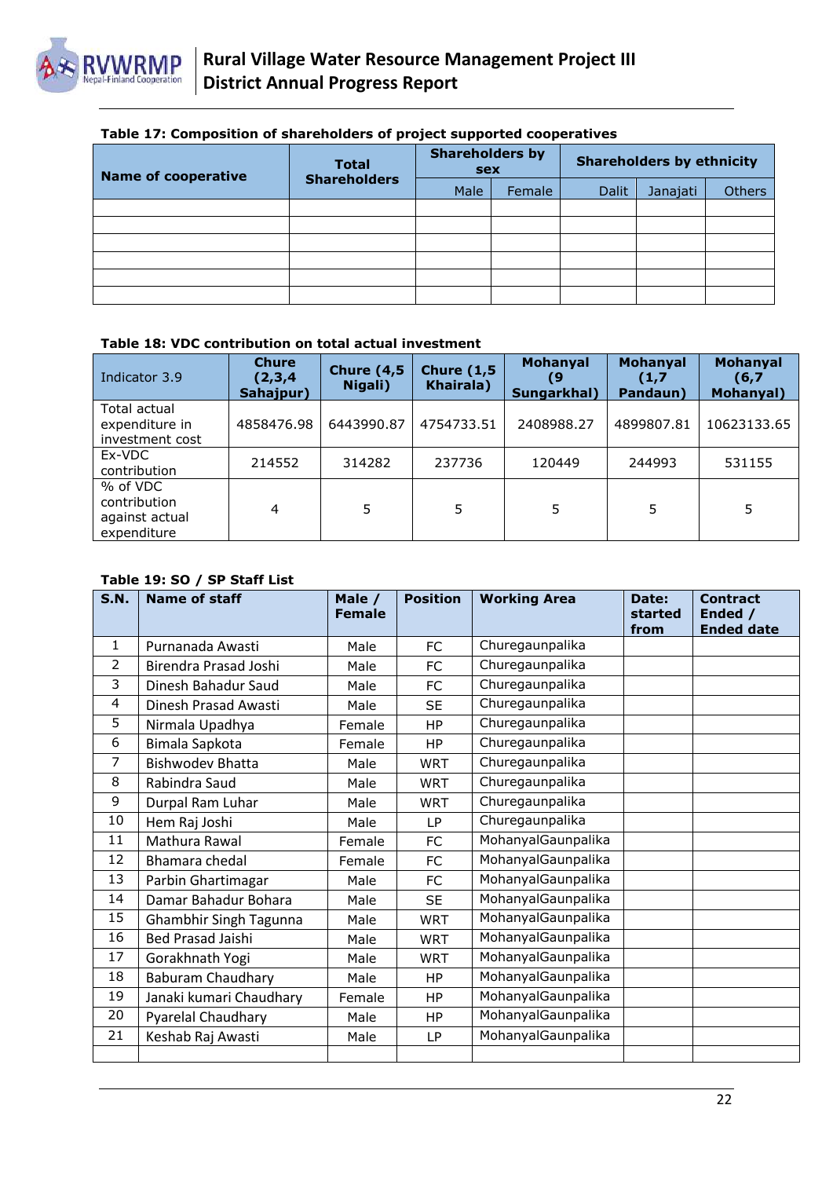**Table 17: Composition of shareholders of project supported cooperatives**

| Name of cooperative | Total Shareholders | Shareholders by sex | | Shareholders by ethnicity | | |
|---|---|---|---|---|---|---|
| | | Male | Female | Dalit | Janajati | Others |
| | | | | | | |
| | | | | | | |
| | | | | | | |
| | | | | | | |
| | | | | | | |
| | | | | | | |

**Table 18: VDC contribution on total actual investment**

| Indicator 3.9 | Chure (2,3,4 Sahajpur) | Chure (4,5 Nigali) | Chure (1,5 Khairala) | Mohanyal (9 Sungarkhal) | Mohanyal (1,7 Pandaun) | Mohanyal (6,7 Mohanyal) |
|---|---|---|---|---|---|---|
| Total actual expenditure in investment cost | 4858476.98 | 6443990.87 | 4754733.51 | 2408988.27 | 4899807.81 | 10623133.65 |
| Ex-VDC contribution | 214552 | 314282 | 237736 | 120449 | 244993 | 531155 |
| % of VDC contribution against actual expenditure | 4 | 5 | 5 | 5 | 5 | 5 |

**Table 19: SO / SP Staff List**

| S.N. | Name of staff | Male / Female | Position | Working Area | Date: started from | Contract Ended / Ended date |
|---|---|---|---|---|---|---|
| 1 | Purnanada Awasti | Male | FC | Churegaunpalika | | |
| 2 | Birendra Prasad Joshi | Male | FC | Churegaunpalika | | |
| 3 | Dinesh Bahadur Saud | Male | FC | Churegaunpalika | | |
| 4 | Dinesh Prasad Awasti | Male | SE | Churegaunpalika | | |
| 5 | Nirmala Upadhya | Female | HP | Churegaunpalika | | |
| 6 | Bimala Sapkota | Female | HP | Churegaunpalika | | |
| 7 | Bishwodev Bhatta | Male | WRT | Churegaunpalika | | |
| 8 | Rabindra Saud | Male | WRT | Churegaunpalika | | |
| 9 | Durpal Ram Luhar | Male | WRT | Churegaunpalika | | |
| 10 | Hem Raj Joshi | Male | LP | Churegaunpalika | | |
| 11 | Mathura Rawal | Female | FC | MohanyalGaunpalika | | |
| 12 | Bhamara chedal | Female | FC | MohanyalGaunpalika | | |
| 13 | Parbin Ghartimagar | Male | FC | MohanyalGaunpalika | | |
| 14 | Damar Bahadur Bohara | Male | SE | MohanyalGaunpalika | | |
| 15 | Ghambhir Singh Tagunna | Male | WRT | MohanyalGaunpalika | | |
| 16 | Bed Prasad Jaishi | Male | WRT | MohanyalGaunpalika | | |
| 17 | Gorakhnath Yogi | Male | WRT | MohanyalGaunpalika | | |
| 18 | Baburam Chaudhary | Male | HP | MohanyalGaunpalika | | |
| 19 | Janaki kumari Chaudhary | Female | HP | MohanyalGaunpalika | | |
| 20 | Pyarelal Chaudhary | Male | HP | MohanyalGaunpalika | | |
| 21 | Keshab Raj Awasti | Male | LP | MohanyalGaunpalika | | |
| | | | | | | |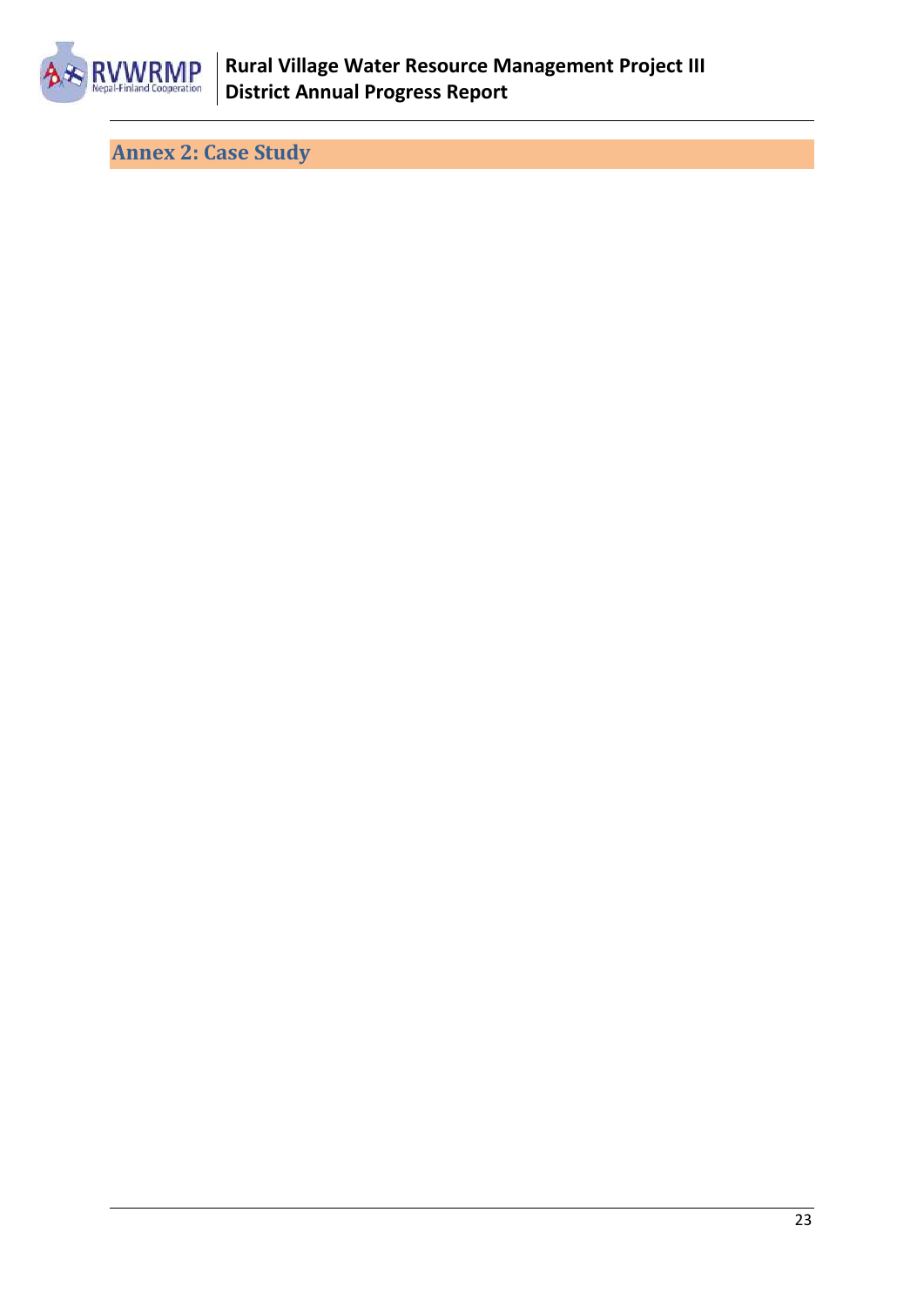# Annex 2: Case Study